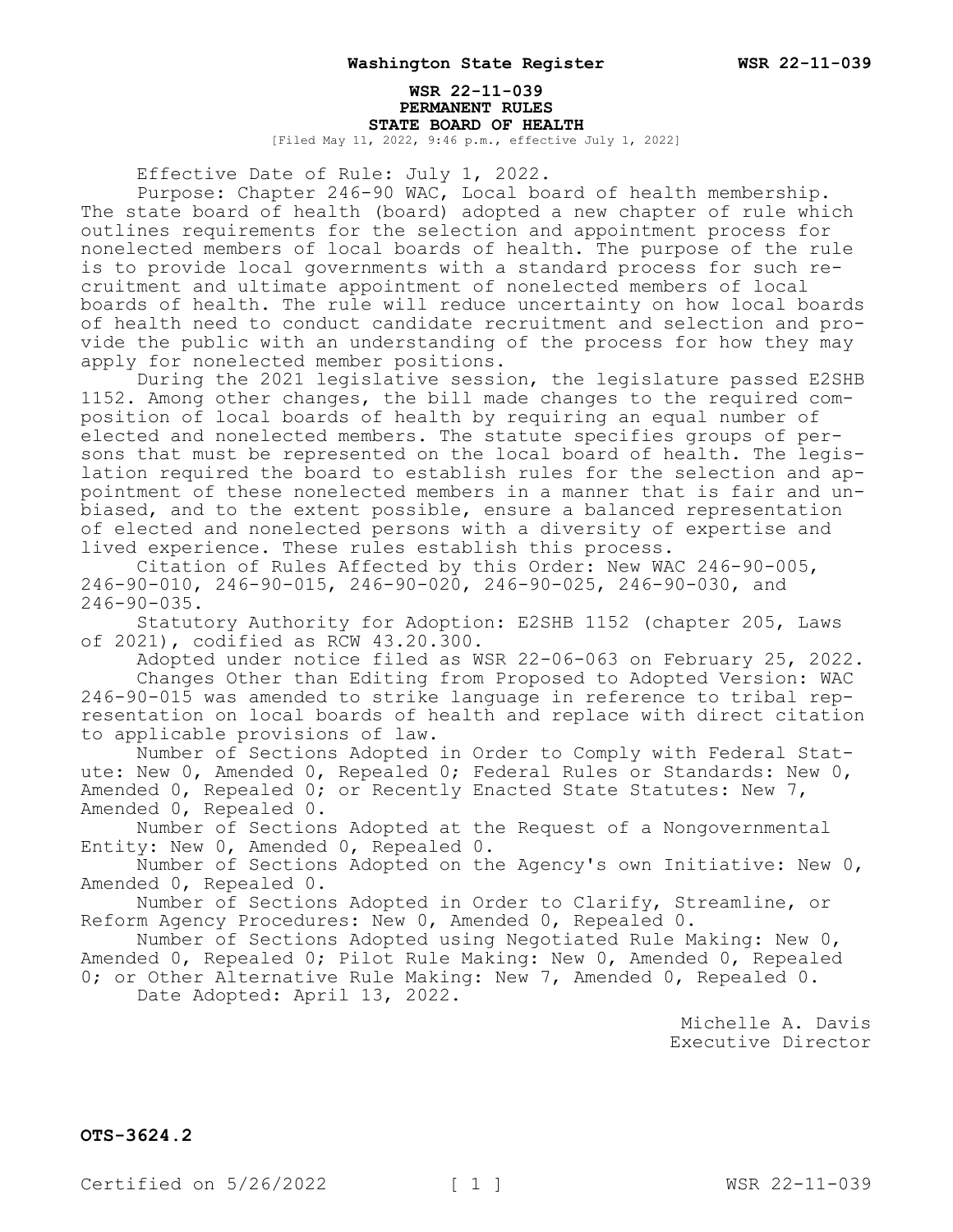# WSR 22-11-039
## PERMANENT RULES
## STATE BOARD OF HEALTH

[Filed May 11, 2022, 9:46 p.m., effective July 1, 2022]

Effective Date of Rule: July 1, 2022.

Purpose: Chapter 246-90 WAC, Local board of health membership. The state board of health (board) adopted a new chapter of rule which outlines requirements for the selection and appointment process for nonelected members of local boards of health. The purpose of the rule is to provide local governments with a standard process for such recruitment and ultimate appointment of nonelected members of local boards of health. The rule will reduce uncertainty on how local boards of health need to conduct candidate recruitment and selection and provide the public with an understanding of the process for how they may apply for nonelected member positions.

During the 2021 legislative session, the legislature passed E2SHB 1152. Among other changes, the bill made changes to the required composition of local boards of health by requiring an equal number of elected and nonelected members. The statute specifies groups of persons that must be represented on the local board of health. The legislation required the board to establish rules for the selection and appointment of these nonelected members in a manner that is fair and unbiased, and to the extent possible, ensure a balanced representation of elected and nonelected persons with a diversity of expertise and lived experience. These rules establish this process.

Citation of Rules Affected by this Order: New WAC 246-90-005, 246-90-010, 246-90-015, 246-90-020, 246-90-025, 246-90-030, and 246-90-035.

Statutory Authority for Adoption: E2SHB 1152 (chapter 205, Laws of 2021), codified as RCW 43.20.300.

Adopted under notice filed as WSR 22-06-063 on February 25, 2022.

Changes Other than Editing from Proposed to Adopted Version: WAC 246-90-015 was amended to strike language in reference to tribal representation on local boards of health and replace with direct citation to applicable provisions of law.

Number of Sections Adopted in Order to Comply with Federal Statute: New 0, Amended 0, Repealed 0; Federal Rules or Standards: New 0, Amended 0, Repealed 0; or Recently Enacted State Statutes: New 7, Amended 0, Repealed 0.

Number of Sections Adopted at the Request of a Nongovernmental Entity: New 0, Amended 0, Repealed 0.

Number of Sections Adopted on the Agency's own Initiative: New 0, Amended 0, Repealed 0.

Number of Sections Adopted in Order to Clarify, Streamline, or Reform Agency Procedures: New 0, Amended 0, Repealed 0.

Number of Sections Adopted using Negotiated Rule Making: New 0, Amended 0, Repealed 0; Pilot Rule Making: New 0, Amended 0, Repealed 0; or Other Alternative Rule Making: New 7, Amended 0, Repealed 0.

Date Adopted: April 13, 2022.

Michelle A. Davis
Executive Director

**OTS-3624.2**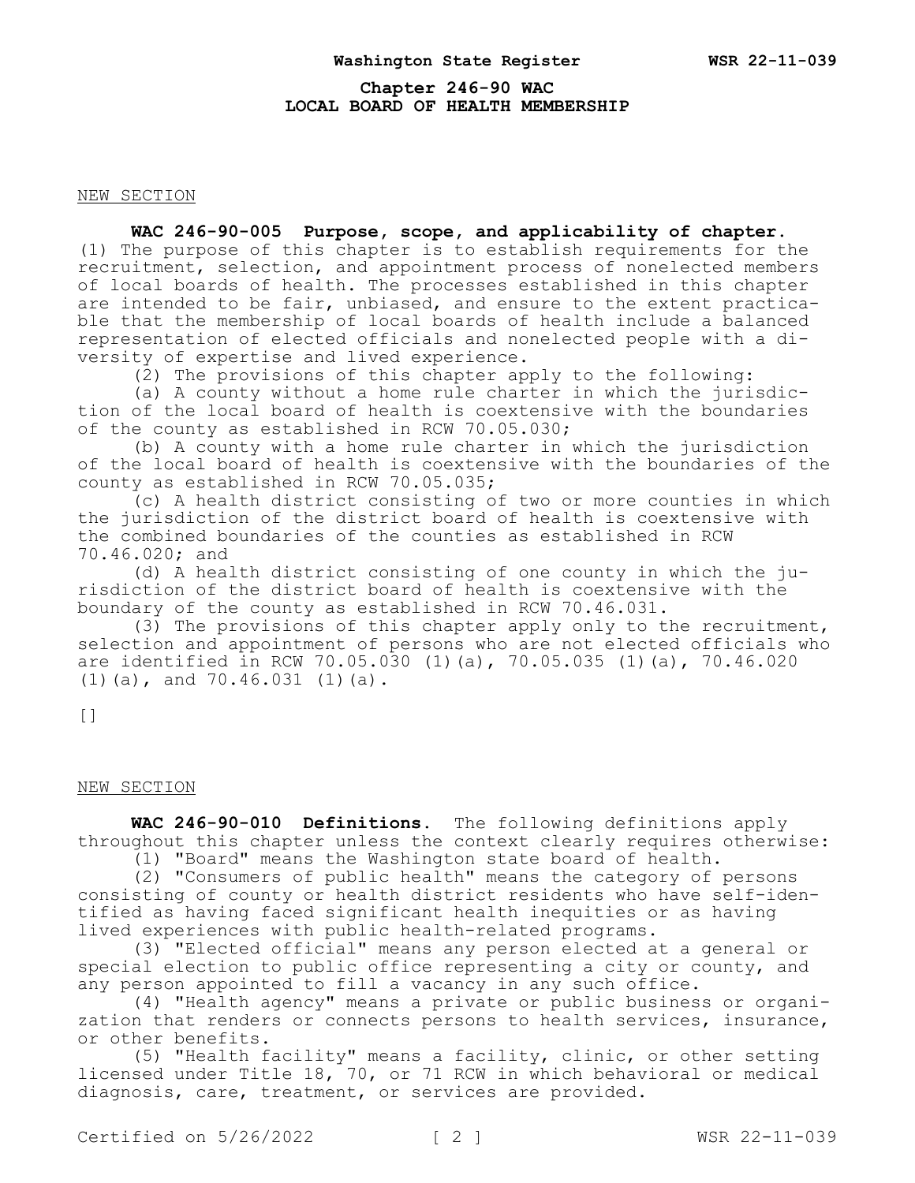# Chapter 246-90 WAC
# LOCAL BOARD OF HEALTH MEMBERSHIP

NEW SECTION

**WAC 246-90-005 Purpose, scope, and applicability of chapter.** (1) The purpose of this chapter is to establish requirements for the recruitment, selection, and appointment process of nonelected members of local boards of health. The processes established in this chapter are intended to be fair, unbiased, and ensure to the extent practicable that the membership of local boards of health include a balanced representation of elected officials and nonelected people with a diversity of expertise and lived experience.

(2) The provisions of this chapter apply to the following:

(a) A county without a home rule charter in which the jurisdiction of the local board of health is coextensive with the boundaries of the county as established in RCW 70.05.030;

(b) A county with a home rule charter in which the jurisdiction of the local board of health is coextensive with the boundaries of the county as established in RCW 70.05.035;

(c) A health district consisting of two or more counties in which the jurisdiction of the district board of health is coextensive with the combined boundaries of the counties as established in RCW 70.46.020; and

(d) A health district consisting of one county in which the jurisdiction of the district board of health is coextensive with the boundary of the county as established in RCW 70.46.031.

(3) The provisions of this chapter apply only to the recruitment, selection and appointment of persons who are not elected officials who are identified in RCW 70.05.030 (1)(a), 70.05.035 (1)(a), 70.46.020 (1)(a), and 70.46.031 (1)(a).

[]

NEW SECTION

**WAC 246-90-010 Definitions.** The following definitions apply throughout this chapter unless the context clearly requires otherwise:

(1) "Board" means the Washington state board of health.

(2) "Consumers of public health" means the category of persons consisting of county or health district residents who have self-identified as having faced significant health inequities or as having lived experiences with public health-related programs.

(3) "Elected official" means any person elected at a general or special election to public office representing a city or county, and any person appointed to fill a vacancy in any such office.

(4) "Health agency" means a private or public business or organization that renders or connects persons to health services, insurance, or other benefits.

(5) "Health facility" means a facility, clinic, or other setting licensed under Title 18, 70, or 71 RCW in which behavioral or medical diagnosis, care, treatment, or services are provided.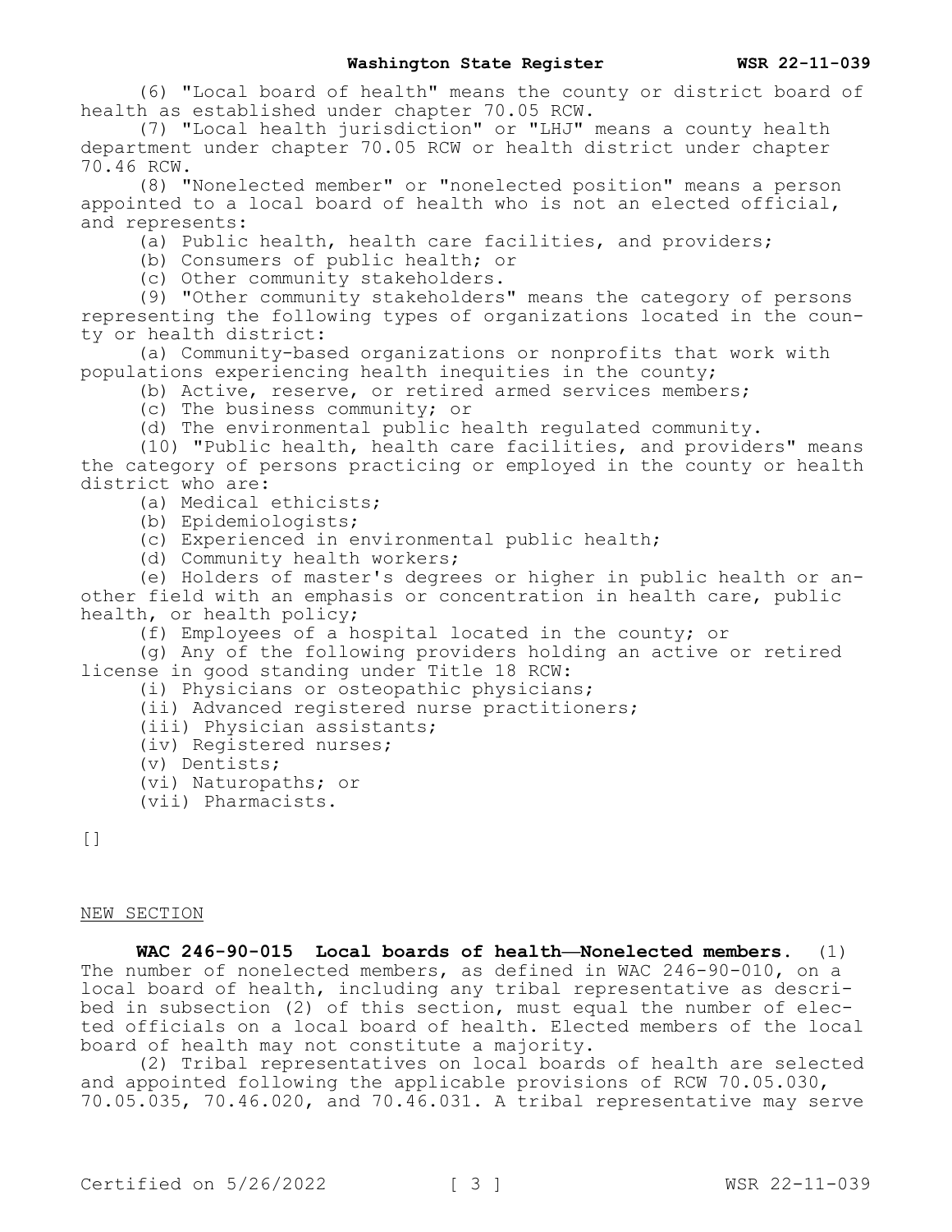(6) "Local board of health" means the county or district board of health as established under chapter 70.05 RCW.

(7) "Local health jurisdiction" or "LHJ" means a county health department under chapter 70.05 RCW or health district under chapter 70.46 RCW.

(8) "Nonelected member" or "nonelected position" means a person appointed to a local board of health who is not an elected official, and represents:

(a) Public health, health care facilities, and providers;

(b) Consumers of public health; or

(c) Other community stakeholders.

(9) "Other community stakeholders" means the category of persons representing the following types of organizations located in the county or health district:

(a) Community-based organizations or nonprofits that work with populations experiencing health inequities in the county;

(b) Active, reserve, or retired armed services members;

(c) The business community; or

(d) The environmental public health regulated community.

(10) "Public health, health care facilities, and providers" means the category of persons practicing or employed in the county or health district who are:

(a) Medical ethicists;

(b) Epidemiologists;

(c) Experienced in environmental public health;

(d) Community health workers;

(e) Holders of master's degrees or higher in public health or another field with an emphasis or concentration in health care, public health, or health policy;

(f) Employees of a hospital located in the county; or

(g) Any of the following providers holding an active or retired license in good standing under Title 18 RCW:

(i) Physicians or osteopathic physicians;

(ii) Advanced registered nurse practitioners;

(iii) Physician assistants;

(iv) Registered nurses;

(v) Dentists;

(vi) Naturopaths; or

(vii) Pharmacists.

[]

NEW SECTION

**WAC 246-90-015 Local boards of health—Nonelected members.** (1) The number of nonelected members, as defined in WAC 246-90-010, on a local board of health, including any tribal representative as described in subsection (2) of this section, must equal the number of elected officials on a local board of health. Elected members of the local board of health may not constitute a majority.

(2) Tribal representatives on local boards of health are selected and appointed following the applicable provisions of RCW 70.05.030, 70.05.035, 70.46.020, and 70.46.031. A tribal representative may serve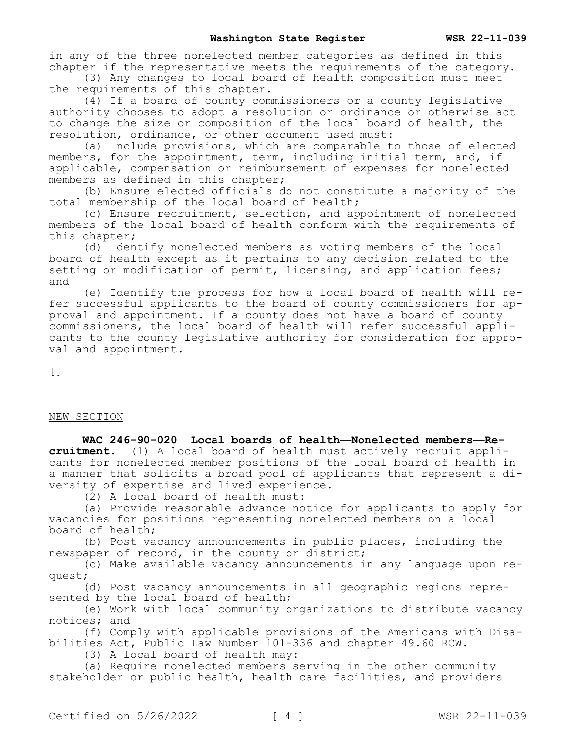in any of the three nonelected member categories as defined in this chapter if the representative meets the requirements of the category.

(3) Any changes to local board of health composition must meet the requirements of this chapter.

(4) If a board of county commissioners or a county legislative authority chooses to adopt a resolution or ordinance or otherwise act to change the size or composition of the local board of health, the resolution, ordinance, or other document used must:

(a) Include provisions, which are comparable to those of elected members, for the appointment, term, including initial term, and, if applicable, compensation or reimbursement of expenses for nonelected members as defined in this chapter;

(b) Ensure elected officials do not constitute a majority of the total membership of the local board of health;

(c) Ensure recruitment, selection, and appointment of nonelected members of the local board of health conform with the requirements of this chapter;

(d) Identify nonelected members as voting members of the local board of health except as it pertains to any decision related to the setting or modification of permit, licensing, and application fees; and

(e) Identify the process for how a local board of health will refer successful applicants to the board of county commissioners for approval and appointment. If a county does not have a board of county commissioners, the local board of health will refer successful applicants to the county legislative authority for consideration for approval and appointment.

[]

NEW SECTION

**WAC 246-90-020 Local boards of health—Nonelected members—Recruitment.** (1) A local board of health must actively recruit applicants for nonelected member positions of the local board of health in a manner that solicits a broad pool of applicants that represent a diversity of expertise and lived experience.

(2) A local board of health must:

(a) Provide reasonable advance notice for applicants to apply for vacancies for positions representing nonelected members on a local board of health;

(b) Post vacancy announcements in public places, including the newspaper of record, in the county or district;

(c) Make available vacancy announcements in any language upon request;

(d) Post vacancy announcements in all geographic regions represented by the local board of health;

(e) Work with local community organizations to distribute vacancy notices; and

(f) Comply with applicable provisions of the Americans with Disabilities Act, Public Law Number 101-336 and chapter 49.60 RCW.

(3) A local board of health may:

(a) Require nonelected members serving in the other community stakeholder or public health, health care facilities, and providers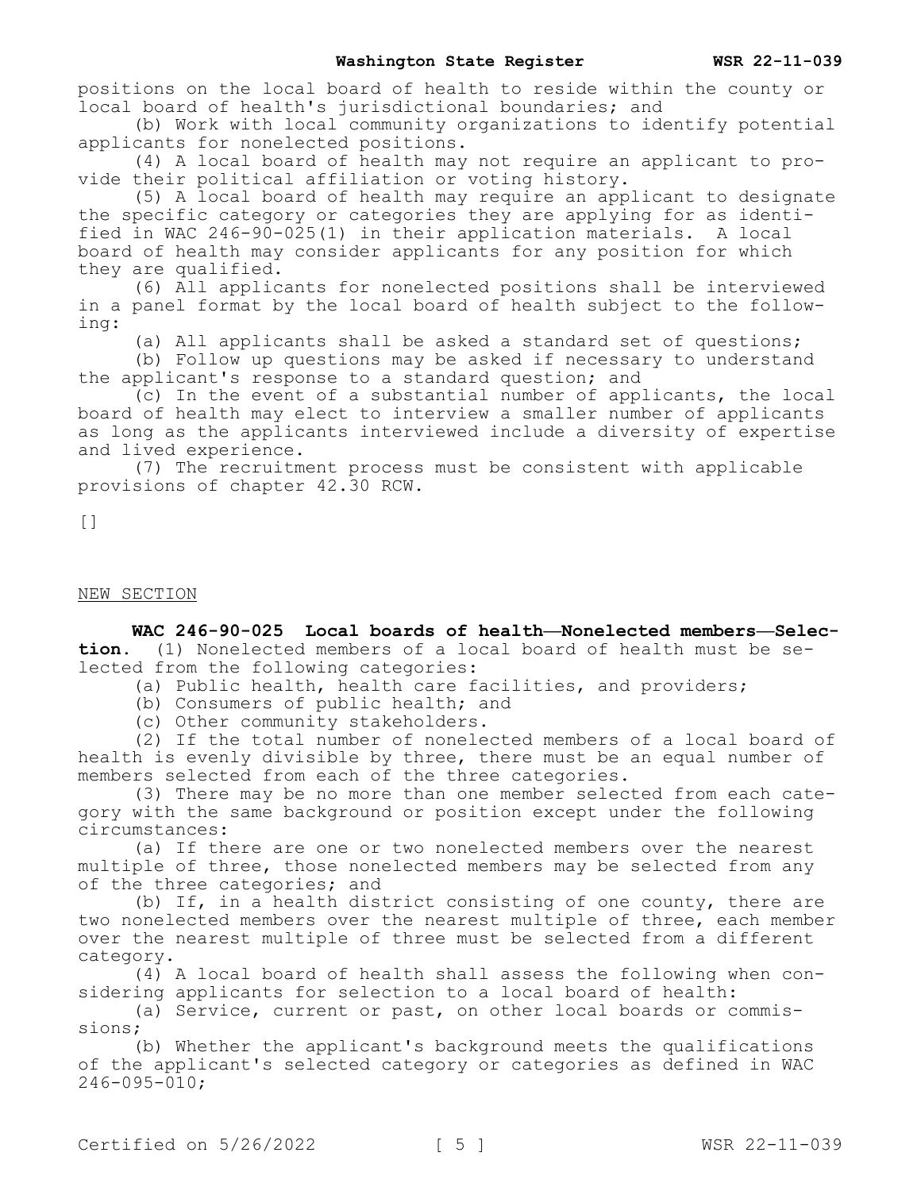positions on the local board of health to reside within the county or local board of health's jurisdictional boundaries; and

(b) Work with local community organizations to identify potential applicants for nonelected positions.

(4) A local board of health may not require an applicant to provide their political affiliation or voting history.

(5) A local board of health may require an applicant to designate the specific category or categories they are applying for as identified in WAC 246-90-025(1) in their application materials. A local board of health may consider applicants for any position for which they are qualified.

(6) All applicants for nonelected positions shall be interviewed in a panel format by the local board of health subject to the following:

(a) All applicants shall be asked a standard set of questions;

(b) Follow up questions may be asked if necessary to understand the applicant's response to a standard question; and

(c) In the event of a substantial number of applicants, the local board of health may elect to interview a smaller number of applicants as long as the applicants interviewed include a diversity of expertise and lived experience.

(7) The recruitment process must be consistent with applicable provisions of chapter 42.30 RCW.

[]

NEW SECTION

**WAC 246-90-025 Local boards of health—Nonelected members—Selection.** (1) Nonelected members of a local board of health must be selected from the following categories:

(a) Public health, health care facilities, and providers;

(b) Consumers of public health; and

(c) Other community stakeholders.

(2) If the total number of nonelected members of a local board of health is evenly divisible by three, there must be an equal number of members selected from each of the three categories.

(3) There may be no more than one member selected from each category with the same background or position except under the following circumstances:

(a) If there are one or two nonelected members over the nearest multiple of three, those nonelected members may be selected from any of the three categories; and

(b) If, in a health district consisting of one county, there are two nonelected members over the nearest multiple of three, each member over the nearest multiple of three must be selected from a different category.

(4) A local board of health shall assess the following when considering applicants for selection to a local board of health:

(a) Service, current or past, on other local boards or commissions;

(b) Whether the applicant's background meets the qualifications of the applicant's selected category or categories as defined in WAC 246-095-010;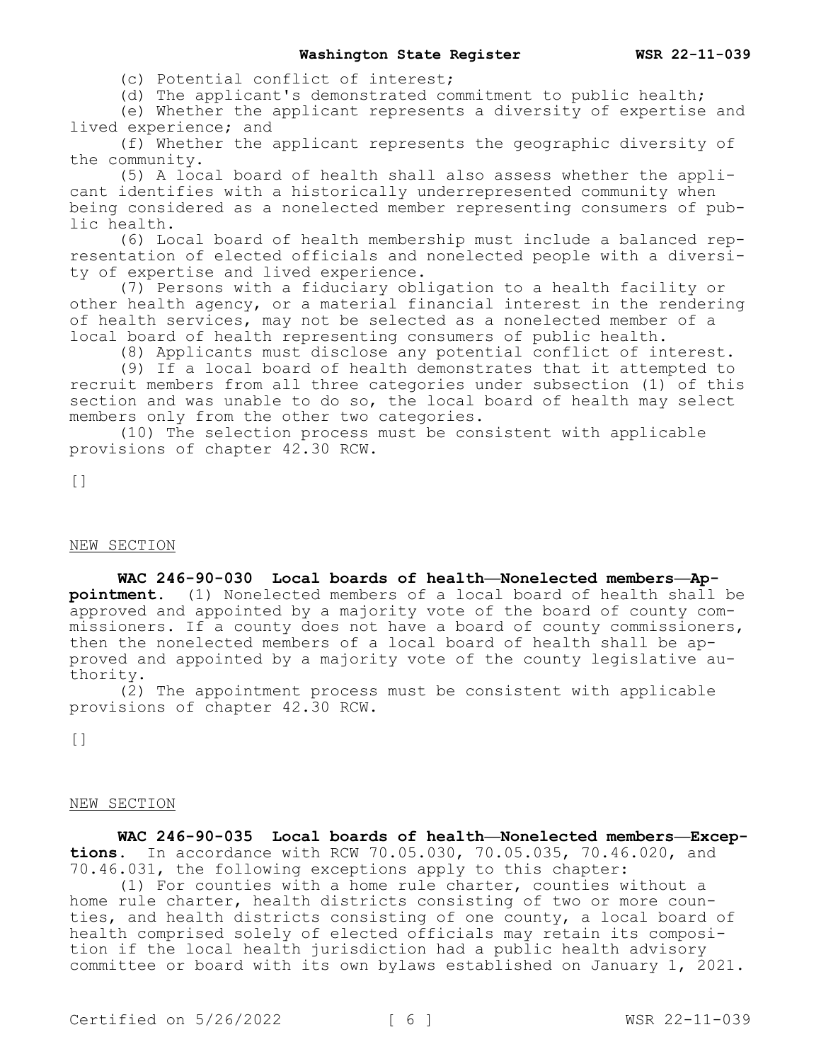(c) Potential conflict of interest;

(d) The applicant's demonstrated commitment to public health;

(e) Whether the applicant represents a diversity of expertise and lived experience; and

(f) Whether the applicant represents the geographic diversity of the community.

(5) A local board of health shall also assess whether the applicant identifies with a historically underrepresented community when being considered as a nonelected member representing consumers of public health.

(6) Local board of health membership must include a balanced representation of elected officials and nonelected people with a diversity of expertise and lived experience.

(7) Persons with a fiduciary obligation to a health facility or other health agency, or a material financial interest in the rendering of health services, may not be selected as a nonelected member of a local board of health representing consumers of public health.

(8) Applicants must disclose any potential conflict of interest.

(9) If a local board of health demonstrates that it attempted to recruit members from all three categories under subsection (1) of this section and was unable to do so, the local board of health may select members only from the other two categories.

(10) The selection process must be consistent with applicable provisions of chapter 42.30 RCW.

[]

NEW SECTION

**WAC 246-90-030 Local boards of health—Nonelected members—Appointment.** (1) Nonelected members of a local board of health shall be approved and appointed by a majority vote of the board of county commissioners. If a county does not have a board of county commissioners, then the nonelected members of a local board of health shall be approved and appointed by a majority vote of the county legislative authority.

(2) The appointment process must be consistent with applicable provisions of chapter 42.30 RCW.

[]

NEW SECTION

**WAC 246-90-035 Local boards of health—Nonelected members—Exceptions.** In accordance with RCW 70.05.030, 70.05.035, 70.46.020, and 70.46.031, the following exceptions apply to this chapter:

(1) For counties with a home rule charter, counties without a home rule charter, health districts consisting of two or more counties, and health districts consisting of one county, a local board of health comprised solely of elected officials may retain its composition if the local health jurisdiction had a public health advisory committee or board with its own bylaws established on January 1, 2021.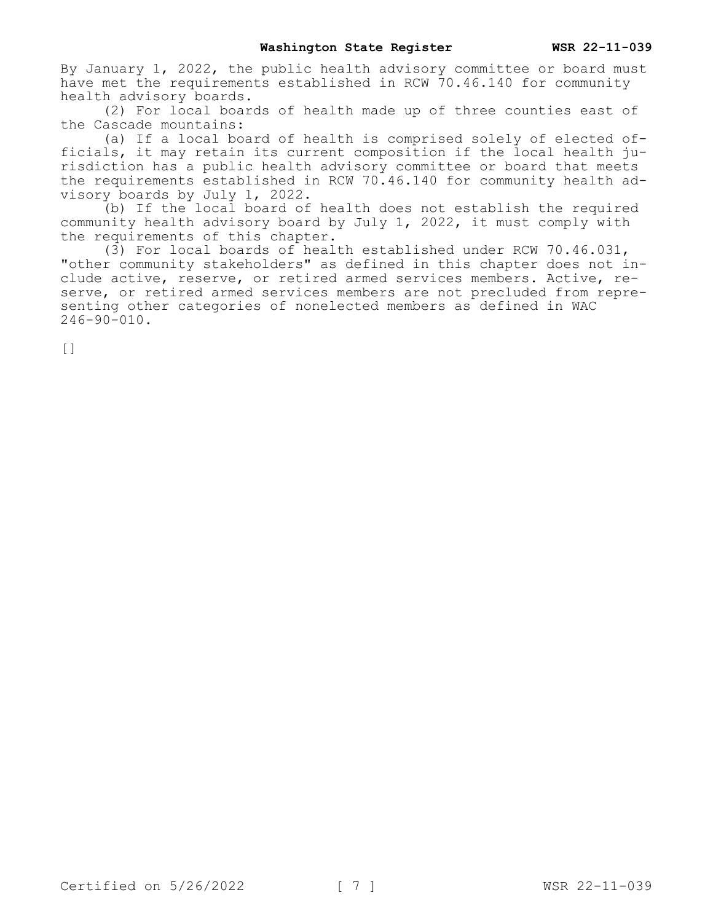By January 1, 2022, the public health advisory committee or board must have met the requirements established in RCW 70.46.140 for community health advisory boards.

(2) For local boards of health made up of three counties east of the Cascade mountains:

(a) If a local board of health is comprised solely of elected officials, it may retain its current composition if the local health jurisdiction has a public health advisory committee or board that meets the requirements established in RCW 70.46.140 for community health advisory boards by July 1, 2022.

(b) If the local board of health does not establish the required community health advisory board by July 1, 2022, it must comply with the requirements of this chapter.

(3) For local boards of health established under RCW 70.46.031, "other community stakeholders" as defined in this chapter does not include active, reserve, or retired armed services members. Active, reserve, or retired armed services members are not precluded from representing other categories of nonelected members as defined in WAC 246-90-010.

[]